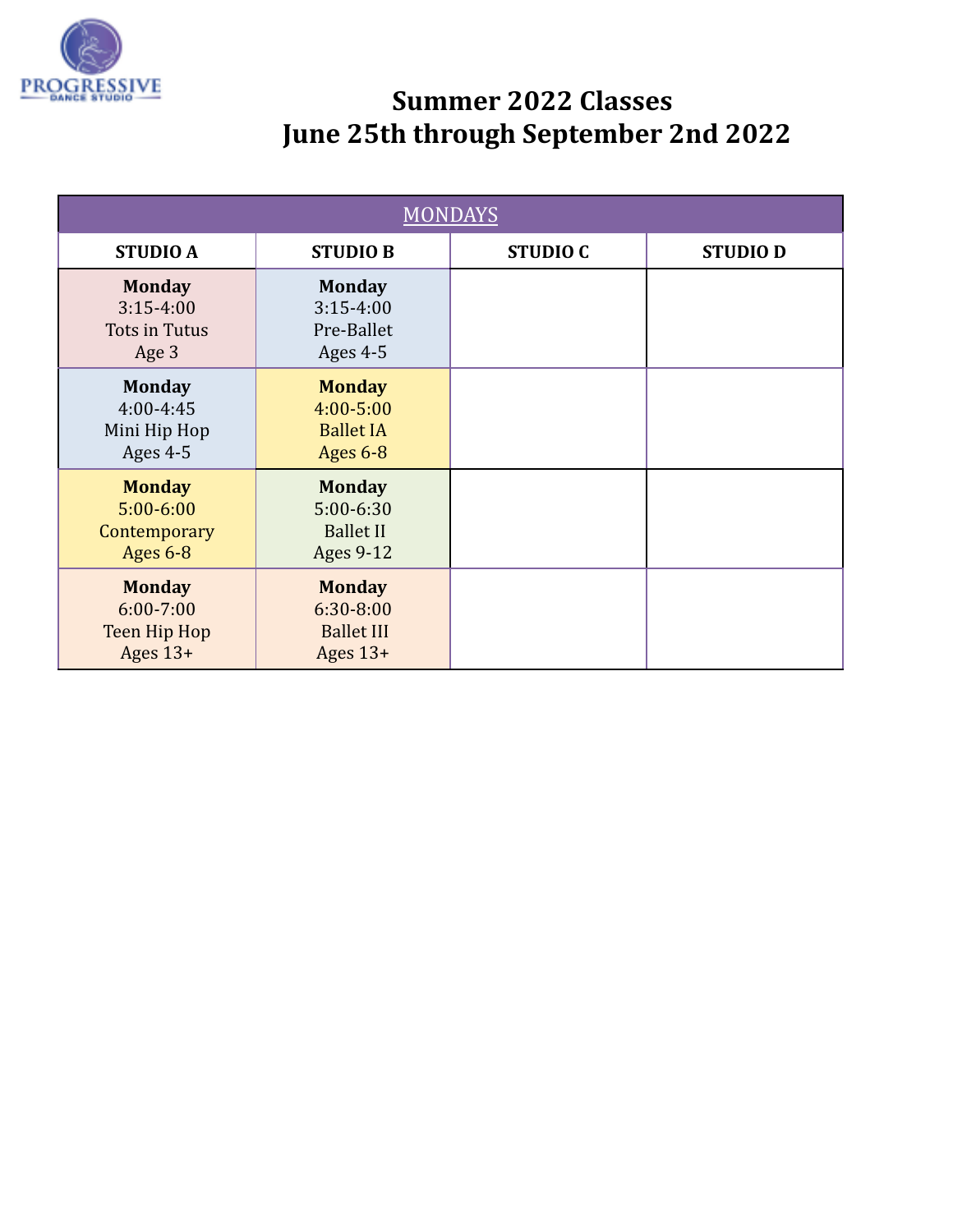PROGRESSIVE DANCE STUDIO

# Summer 2022 Classes
# June 25th through September 2nd 2022

| MONDAYS | | | |
|---|---|---|---|
| **STUDIO A** | **STUDIO B** | **STUDIO C** | **STUDIO D** |
| **Monday** 3:15-4:00 Tots in Tutus Age 3 | **Monday** 3:15-4:00 Pre-Ballet Ages 4-5 | | |
| **Monday** 4:00-4:45 Mini Hip Hop Ages 4-5 | **Monday** 4:00-5:00 Ballet IA Ages 6-8 | | |
| **Monday** 5:00-6:00 Contemporary Ages 6-8 | **Monday** 5:00-6:30 Ballet II Ages 9-12 | | |
| **Monday** 6:00-7:00 Teen Hip Hop Ages 13+ | **Monday** 6:30-8:00 Ballet III Ages 13+ | | |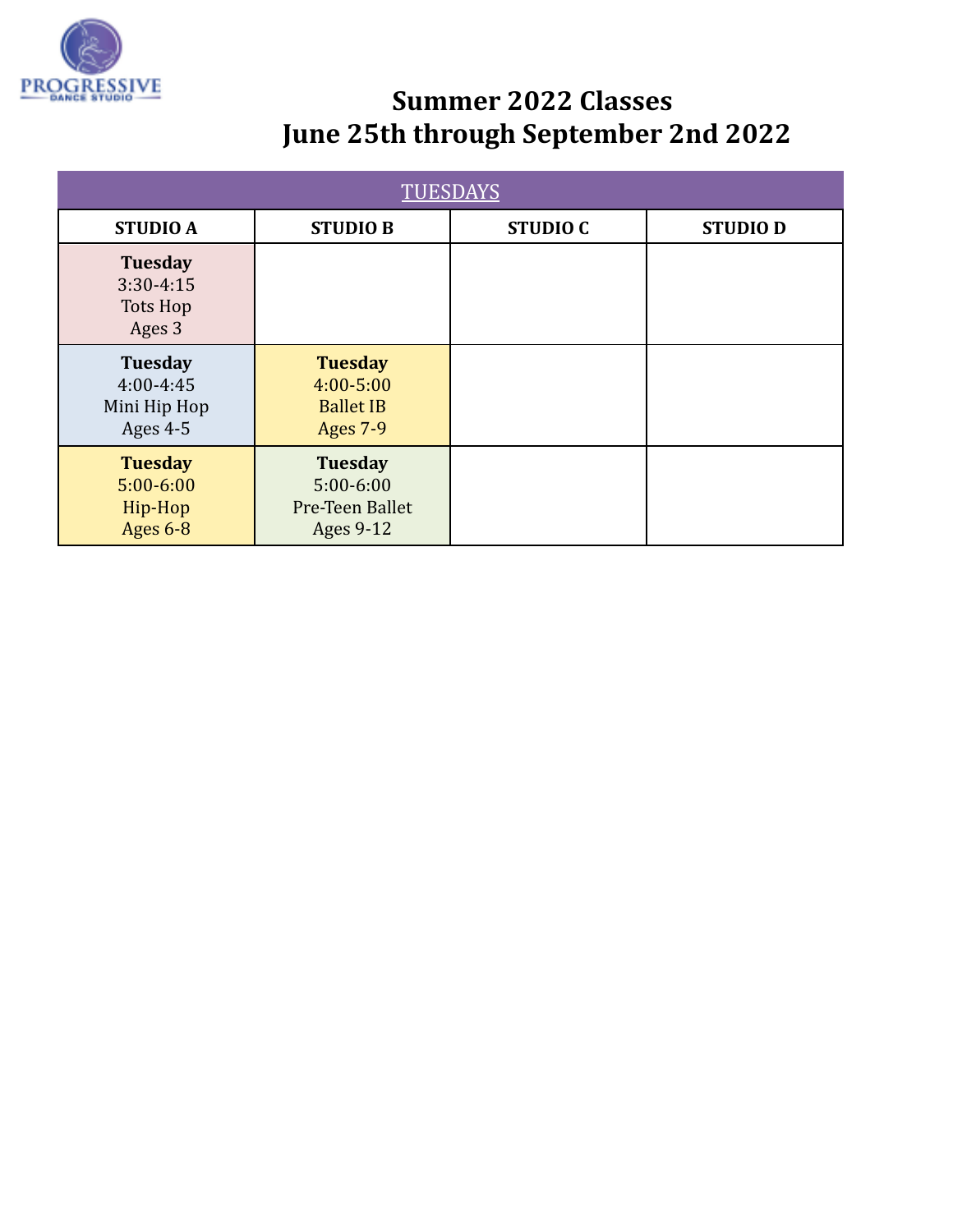PROGRESSIVE DANCE STUDIO

# Summer 2022 Classes
# June 25th through September 2nd 2022

| TUESDAYS | | | |
|---|---|---|---|
| **STUDIO A** | **STUDIO B** | **STUDIO C** | **STUDIO D** |
| **Tuesday** 3:30-4:15 Tots Hop Ages 3 | | | |
| **Tuesday** 4:00-4:45 Mini Hip Hop Ages 4-5 | **Tuesday** 4:00-5:00 Ballet IB Ages 7-9 | | |
| **Tuesday** 5:00-6:00 Hip-Hop Ages 6-8 | **Tuesday** 5:00-6:00 Pre-Teen Ballet Ages 9-12 | | |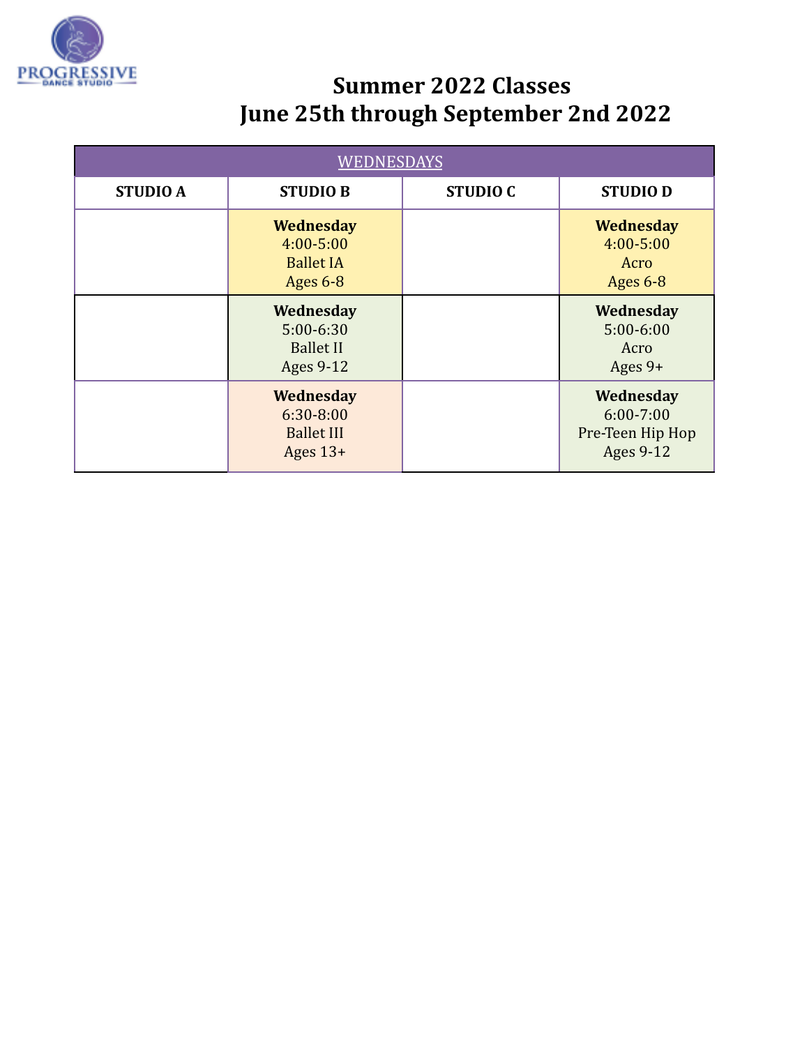# Summer 2022 Classes
# June 25th through September 2nd 2022

| WEDNESDAYS | | | |
|---|---|---|---|
| **STUDIO A** | **STUDIO B** | **STUDIO C** | **STUDIO D** |
| | **Wednesday** 4:00-5:00 Ballet IA Ages 6-8 | | **Wednesday** 4:00-5:00 Acro Ages 6-8 |
| | **Wednesday** 5:00-6:30 Ballet II Ages 9-12 | | **Wednesday** 5:00-6:00 Acro Ages 9+ |
| | **Wednesday** 6:30-8:00 Ballet III Ages 13+ | | **Wednesday** 6:00-7:00 Pre-Teen Hip Hop Ages 9-12 |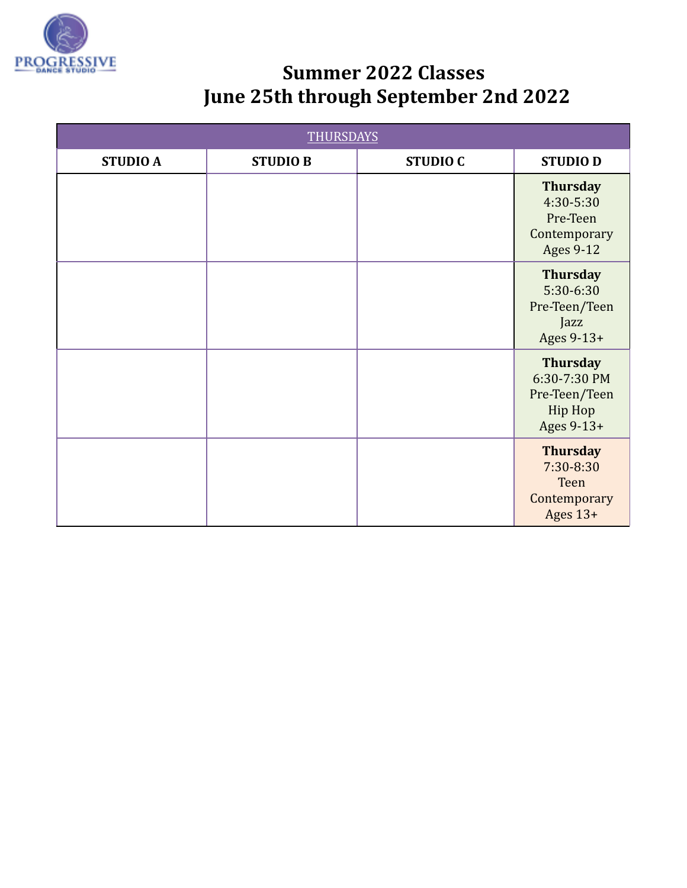# Summer 2022 Classes
# June 25th through September 2nd 2022

| THURSDAYS | | | |
|---|---|---|---|
| **STUDIO A** | **STUDIO B** | **STUDIO C** | **STUDIO D** |
| | | | **Thursday** 4:30-5:30 Pre-Teen Contemporary Ages 9-12 |
| | | | **Thursday** 5:30-6:30 Pre-Teen/Teen Jazz Ages 9-13+ |
| | | | **Thursday** 6:30-7:30 PM Pre-Teen/Teen Hip Hop Ages 9-13+ |
| | | | **Thursday** 7:30-8:30 Teen Contemporary Ages 13+ |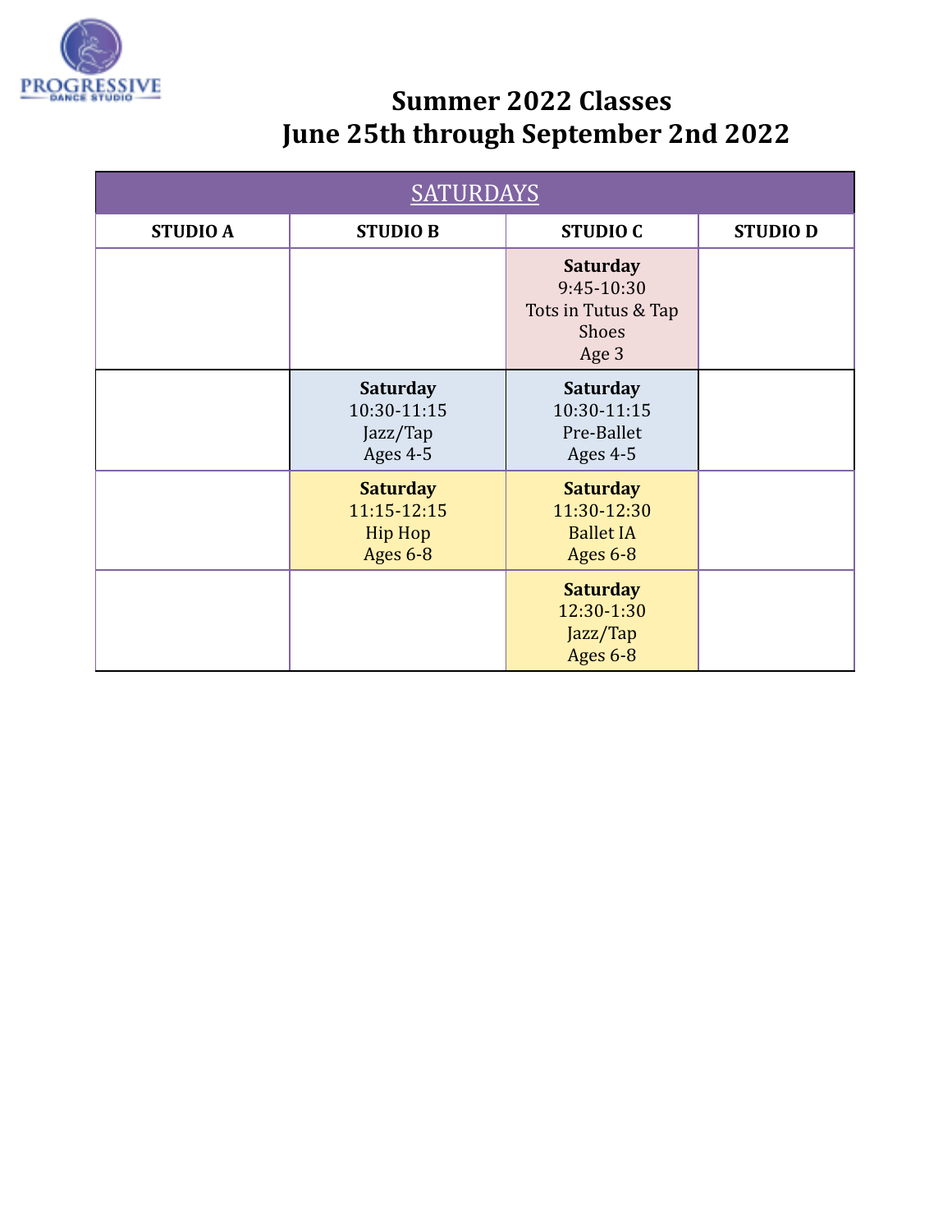# Summer 2022 Classes
# June 25th through September 2nd 2022

| SATURDAYS | | | |
|---|---|---|---|
| **STUDIO A** | **STUDIO B** | **STUDIO C** | **STUDIO D** |
| | | **Saturday** 9:45-10:30 Tots in Tutus & Tap Shoes Age 3 | |
| | **Saturday** 10:30-11:15 Jazz/Tap Ages 4-5 | **Saturday** 10:30-11:15 Pre-Ballet Ages 4-5 | |
| | **Saturday** 11:15-12:15 Hip Hop Ages 6-8 | **Saturday** 11:30-12:30 Ballet IA Ages 6-8 | |
| | | **Saturday** 12:30-1:30 Jazz/Tap Ages 6-8 | |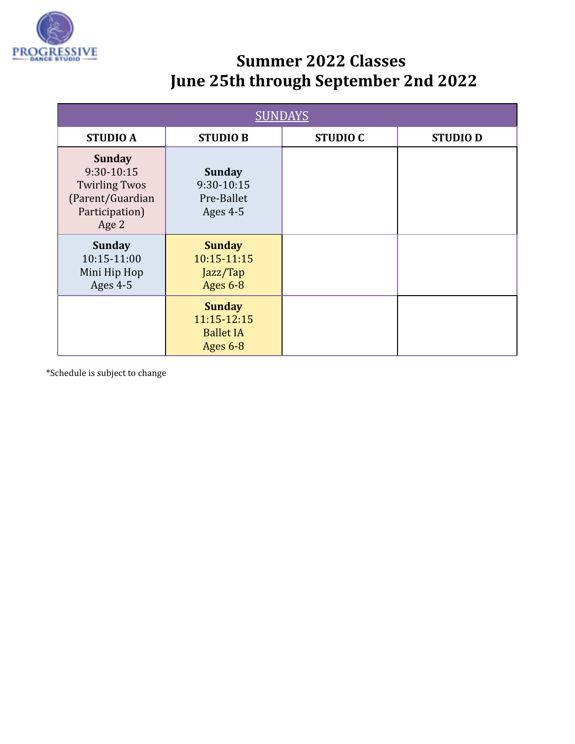# Summer 2022 Classes
# June 25th through September 2nd 2022

| SUNDAYS | | | |
|---|---|---|---|
| **STUDIO A** | **STUDIO B** | **STUDIO C** | **STUDIO D** |
| **Sunday** 9:30-10:15 Twirling Twos (Parent/Guardian Participation) Age 2 | **Sunday** 9:30-10:15 Pre-Ballet Ages 4-5 | | |
| **Sunday** 10:15-11:00 Mini Hip Hop Ages 4-5 | **Sunday** 10:15-11:15 Jazz/Tap Ages 6-8 | | |
| | **Sunday** 11:15-12:15 Ballet IA Ages 6-8 | | |

*Schedule is subject to change